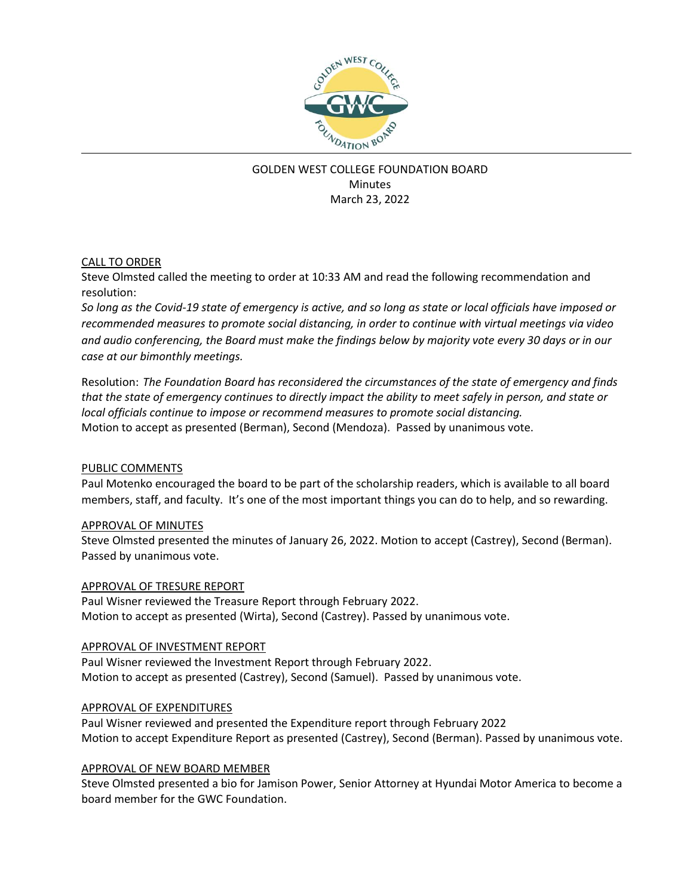# GOLDEN WEST COLLEGE FOUNDATION BOARD

Minutes

March 23, 2022

## CALL TO ORDER

Steve Olmsted called the meeting to order at 10:33 AM and read the following recommendation and resolution:

*So long as the Covid-19 state of emergency is active, and so long as state or local officials have imposed or recommended measures to promote social distancing, in order to continue with virtual meetings via video and audio conferencing, the Board must make the findings below by majority vote every 30 days or in our case at our bimonthly meetings.*

Resolution: *The Foundation Board has reconsidered the circumstances of the state of emergency and finds that the state of emergency continues to directly impact the ability to meet safely in person, and state or local officials continue to impose or recommend measures to promote social distancing.*
Motion to accept as presented (Berman), Second (Mendoza). Passed by unanimous vote.

## PUBLIC COMMENTS

Paul Motenko encouraged the board to be part of the scholarship readers, which is available to all board members, staff, and faculty. It's one of the most important things you can do to help, and so rewarding.

## APPROVAL OF MINUTES

Steve Olmsted presented the minutes of January 26, 2022. Motion to accept (Castrey), Second (Berman). Passed by unanimous vote.

## APPROVAL OF TRESURE REPORT

Paul Wisner reviewed the Treasure Report through February 2022.
Motion to accept as presented (Wirta), Second (Castrey). Passed by unanimous vote.

## APPROVAL OF INVESTMENT REPORT

Paul Wisner reviewed the Investment Report through February 2022.
Motion to accept as presented (Castrey), Second (Samuel). Passed by unanimous vote.

## APPROVAL OF EXPENDITURES

Paul Wisner reviewed and presented the Expenditure report through February 2022
Motion to accept Expenditure Report as presented (Castrey), Second (Berman). Passed by unanimous vote.

## APPROVAL OF NEW BOARD MEMBER

Steve Olmsted presented a bio for Jamison Power, Senior Attorney at Hyundai Motor America to become a board member for the GWC Foundation.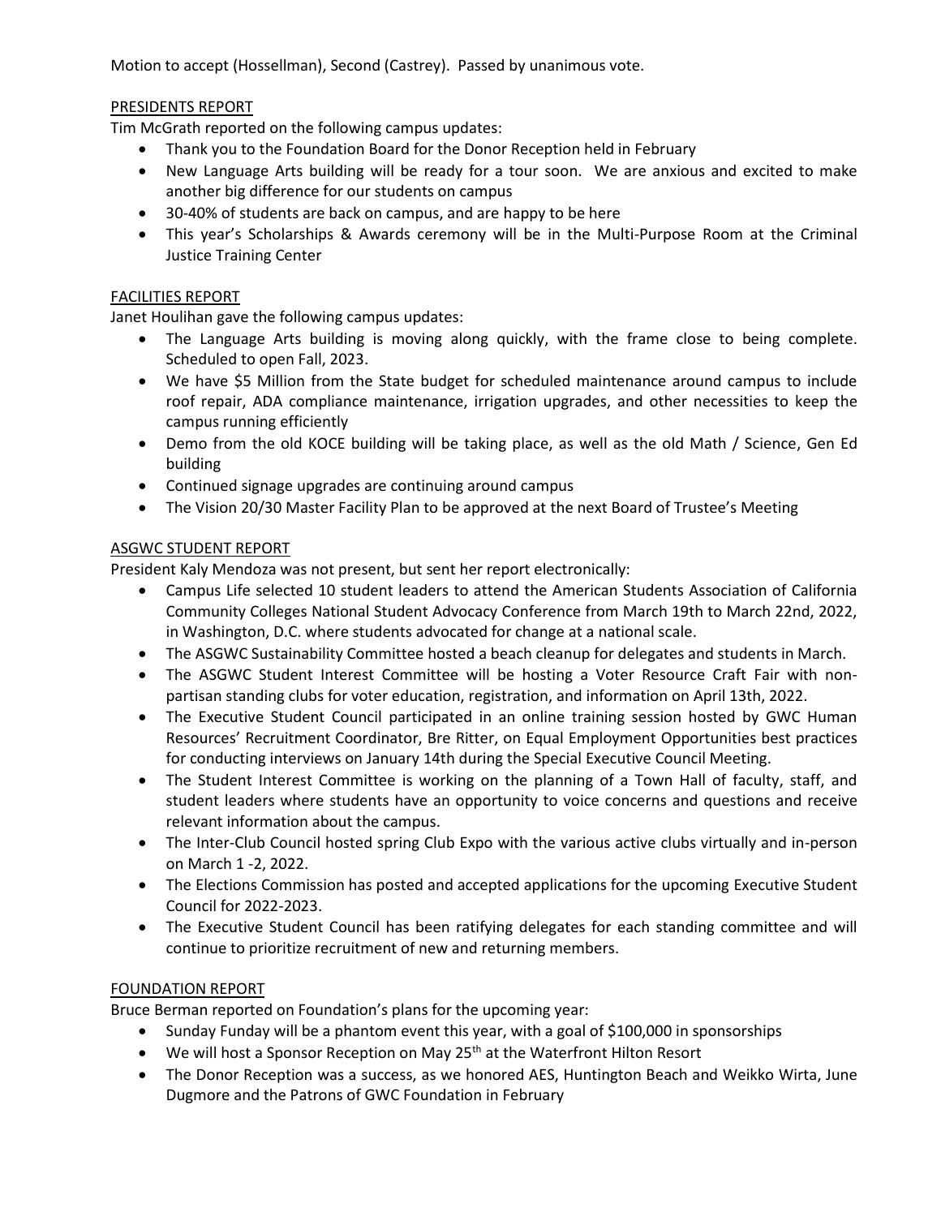Motion to accept (Hossellman), Second (Castrey). Passed by unanimous vote.

## PRESIDENTS REPORT

Tim McGrath reported on the following campus updates:

- Thank you to the Foundation Board for the Donor Reception held in February
- New Language Arts building will be ready for a tour soon. We are anxious and excited to make another big difference for our students on campus
- 30-40% of students are back on campus, and are happy to be here
- This year's Scholarships & Awards ceremony will be in the Multi-Purpose Room at the Criminal Justice Training Center

## FACILITIES REPORT

Janet Houlihan gave the following campus updates:

- The Language Arts building is moving along quickly, with the frame close to being complete. Scheduled to open Fall, 2023.
- We have $5 Million from the State budget for scheduled maintenance around campus to include roof repair, ADA compliance maintenance, irrigation upgrades, and other necessities to keep the campus running efficiently
- Demo from the old KOCE building will be taking place, as well as the old Math / Science, Gen Ed building
- Continued signage upgrades are continuing around campus
- The Vision 20/30 Master Facility Plan to be approved at the next Board of Trustee's Meeting

## ASGWC STUDENT REPORT

President Kaly Mendoza was not present, but sent her report electronically:

- Campus Life selected 10 student leaders to attend the American Students Association of California Community Colleges National Student Advocacy Conference from March 19th to March 22nd, 2022, in Washington, D.C. where students advocated for change at a national scale.
- The ASGWC Sustainability Committee hosted a beach cleanup for delegates and students in March.
- The ASGWC Student Interest Committee will be hosting a Voter Resource Craft Fair with non-partisan standing clubs for voter education, registration, and information on April 13th, 2022.
- The Executive Student Council participated in an online training session hosted by GWC Human Resources' Recruitment Coordinator, Bre Ritter, on Equal Employment Opportunities best practices for conducting interviews on January 14th during the Special Executive Council Meeting.
- The Student Interest Committee is working on the planning of a Town Hall of faculty, staff, and student leaders where students have an opportunity to voice concerns and questions and receive relevant information about the campus.
- The Inter-Club Council hosted spring Club Expo with the various active clubs virtually and in-person on March 1 -2, 2022.
- The Elections Commission has posted and accepted applications for the upcoming Executive Student Council for 2022-2023.
- The Executive Student Council has been ratifying delegates for each standing committee and will continue to prioritize recruitment of new and returning members.

## FOUNDATION REPORT

Bruce Berman reported on Foundation's plans for the upcoming year:

- Sunday Funday will be a phantom event this year, with a goal of $100,000 in sponsorships
- We will host a Sponsor Reception on May 25th at the Waterfront Hilton Resort
- The Donor Reception was a success, as we honored AES, Huntington Beach and Weikko Wirta, June Dugmore and the Patrons of GWC Foundation in February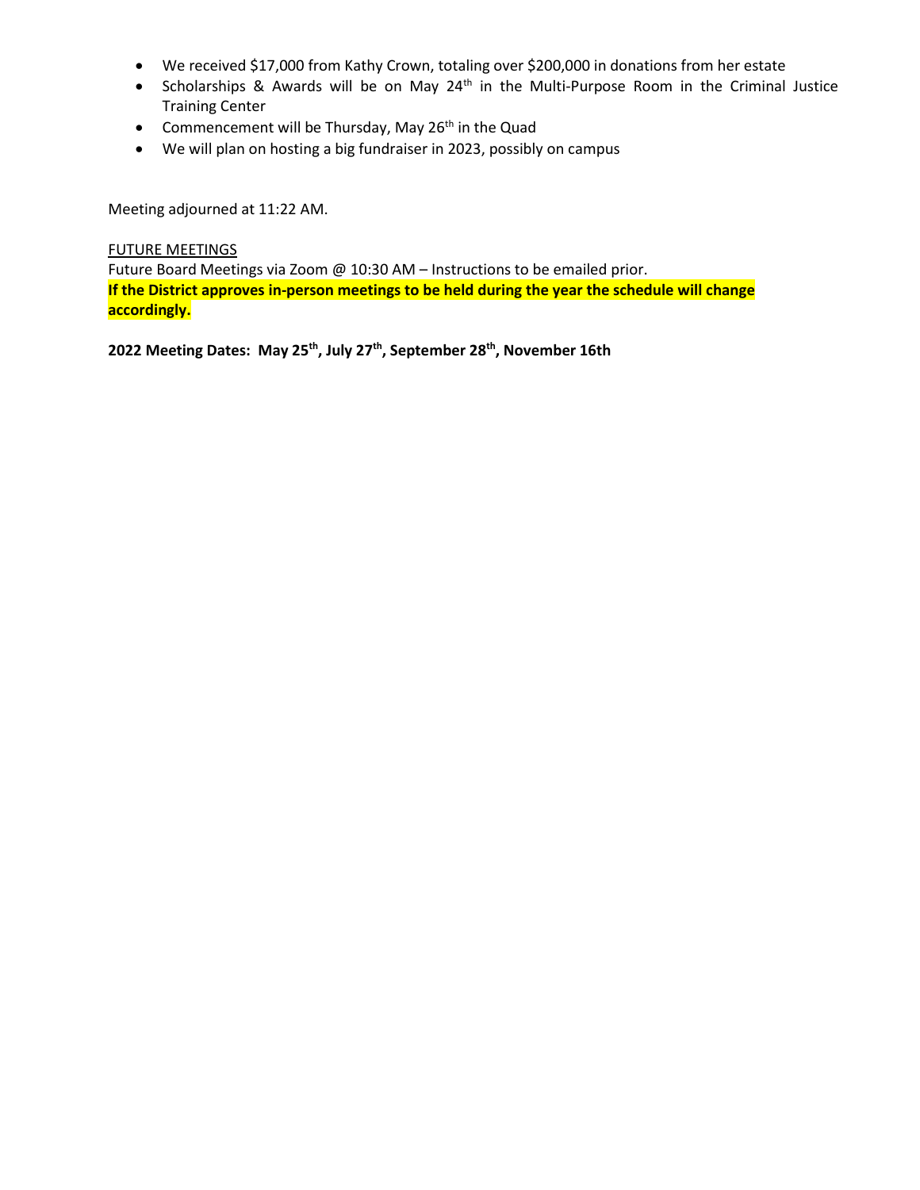- We received $17,000 from Kathy Crown, totaling over $200,000 in donations from her estate
- Scholarships & Awards will be on May 24th in the Multi-Purpose Room in the Criminal Justice Training Center
- Commencement will be Thursday, May 26th in the Quad
- We will plan on hosting a big fundraiser in 2023, possibly on campus

Meeting adjourned at 11:22 AM.

FUTURE MEETINGS

Future Board Meetings via Zoom @ 10:30 AM – Instructions to be emailed prior.

**If the District approves in-person meetings to be held during the year the schedule will change accordingly.**

**2022 Meeting Dates: May 25th, July 27th, September 28th, November 16th**